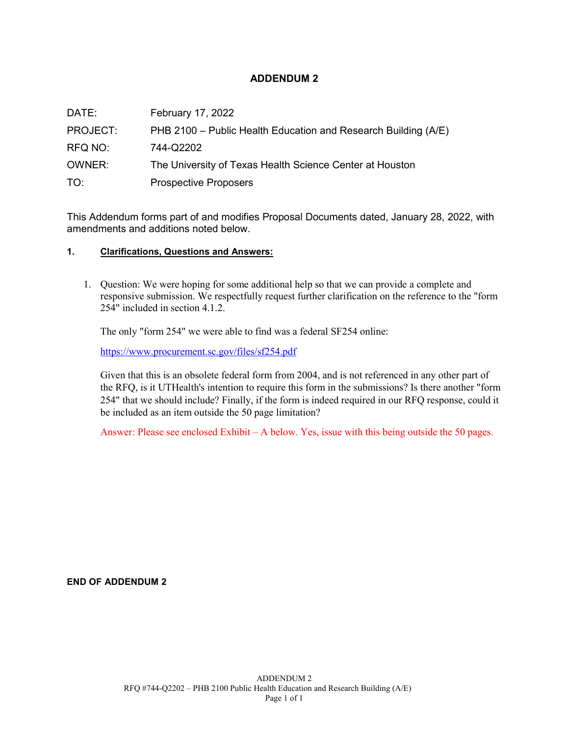# ADDENDUM 2

| | |
|---|---|
| DATE: | February 17, 2022 |
| PROJECT: | PHB 2100 – Public Health Education and Research Building (A/E) |
| RFQ NO: | 744-Q2202 |
| OWNER: | The University of Texas Health Science Center at Houston |
| TO: | Prospective Proposers |

This Addendum forms part of and modifies Proposal Documents dated, January 28, 2022, with amendments and additions noted below.

## 1. Clarifications, Questions and Answers:

1. Question: We were hoping for some additional help so that we can provide a complete and responsive submission. We respectfully request further clarification on the reference to the "form 254" included in section 4.1.2.

   The only "form 254" we were able to find was a federal SF254 online:

   https://www.procurement.sc.gov/files/sf254.pdf

   Given that this is an obsolete federal form from 2004, and is not referenced in any other part of the RFQ, is it UTHealth's intention to require this form in the submissions? Is there another "form 254" that we should include? Finally, if the form is indeed required in our RFQ response, could it be included as an item outside the 50 page limitation?

   Answer: Please see enclosed Exhibit – A below. Yes, issue with this being outside the 50 pages.

**END OF ADDENDUM 2**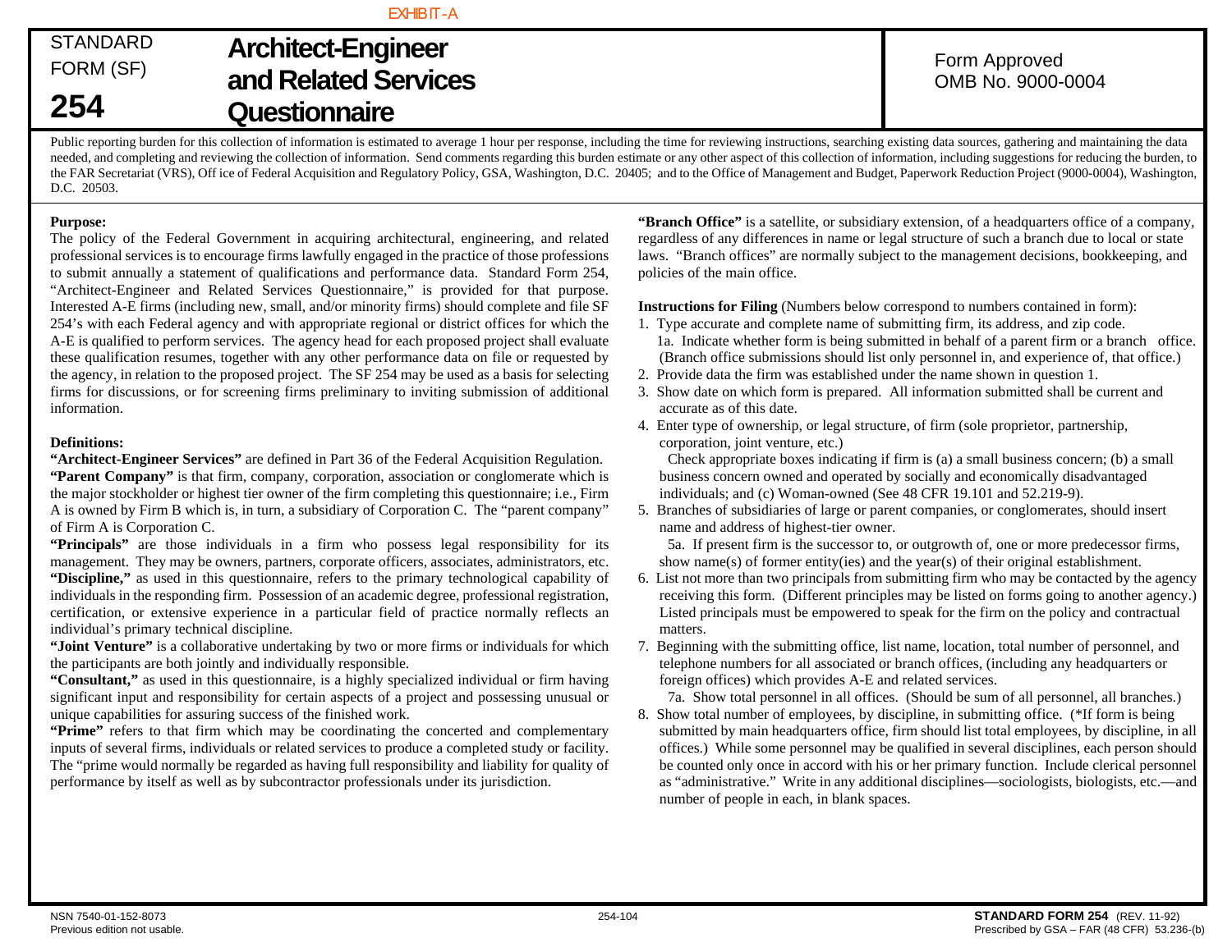EXHIBIT-A

STANDARD FORM (SF) **254**

# Architect-Engineer and Related Services Questionnaire

Form Approved
OMB No. 9000-0004

Public reporting burden for this collection of information is estimated to average 1 hour per response, including the time for reviewing instructions, searching existing data sources, gathering and maintaining the data needed, and completing and reviewing the collection of information. Send comments regarding this burden estimate or any other aspect of this collection of information, including suggestions for reducing the burden, to the FAR Secretariat (VRS), Off ice of Federal Acquisition and Regulatory Policy, GSA, Washington, D.C. 20405; and to the Office of Management and Budget, Paperwork Reduction Project (9000-0004), Washington, D.C. 20503.

**Purpose:**
The policy of the Federal Government in acquiring architectural, engineering, and related professional services is to encourage firms lawfully engaged in the practice of those professions to submit annually a statement of qualifications and performance data. Standard Form 254, "Architect-Engineer and Related Services Questionnaire," is provided for that purpose. Interested A-E firms (including new, small, and/or minority firms) should complete and file SF 254's with each Federal agency and with appropriate regional or district offices for which the A-E is qualified to perform services. The agency head for each proposed project shall evaluate these qualification resumes, together with any other performance data on file or requested by the agency, in relation to the proposed project. The SF 254 may be used as a basis for selecting firms for discussions, or for screening firms preliminary to inviting submission of additional information.

**Definitions:**
**"Architect-Engineer Services"** are defined in Part 36 of the Federal Acquisition Regulation.
**"Parent Company"** is that firm, company, corporation, association or conglomerate which is the major stockholder or highest tier owner of the firm completing this questionnaire; i.e., Firm A is owned by Firm B which is, in turn, a subsidiary of Corporation C. The "parent company" of Firm A is Corporation C.
**"Principals"** are those individuals in a firm who possess legal responsibility for its management. They may be owners, partners, corporate officers, associates, administrators, etc.
**"Discipline,"** as used in this questionnaire, refers to the primary technological capability of individuals in the responding firm. Possession of an academic degree, professional registration, certification, or extensive experience in a particular field of practice normally reflects an individual's primary technical discipline.
**"Joint Venture"** is a collaborative undertaking by two or more firms or individuals for which the participants are both jointly and individually responsible.
**"Consultant,"** as used in this questionnaire, is a highly specialized individual or firm having significant input and responsibility for certain aspects of a project and possessing unusual or unique capabilities for assuring success of the finished work.
**"Prime"** refers to that firm which may be coordinating the concerted and complementary inputs of several firms, individuals or related services to produce a completed study or facility. The "prime would normally be regarded as having full responsibility and liability for quality of performance by itself as well as by subcontractor professionals under its jurisdiction.

**"Branch Office"** is a satellite, or subsidiary extension, of a headquarters office of a company, regardless of any differences in name or legal structure of such a branch due to local or state laws. "Branch offices" are normally subject to the management decisions, bookkeeping, and policies of the main office.

**Instructions for Filing** (Numbers below correspond to numbers contained in form):

1. Type accurate and complete name of submitting firm, its address, and zip code.
   1a. Indicate whether form is being submitted in behalf of a parent firm or a branch office. (Branch office submissions should list only personnel in, and experience of, that office.)
2. Provide data the firm was established under the name shown in question 1.
3. Show date on which form is prepared. All information submitted shall be current and accurate as of this date.
4. Enter type of ownership, or legal structure, of firm (sole proprietor, partnership, corporation, joint venture, etc.)
   Check appropriate boxes indicating if firm is (a) a small business concern; (b) a small business concern owned and operated by socially and economically disadvantaged individuals; and (c) Woman-owned (See 48 CFR 19.101 and 52.219-9).
5. Branches of subsidiaries of large or parent companies, or conglomerates, should insert name and address of highest-tier owner.
   5a. If present firm is the successor to, or outgrowth of, one or more predecessor firms, show name(s) of former entity(ies) and the year(s) of their original establishment.
6. List not more than two principals from submitting firm who may be contacted by the agency receiving this form. (Different principles may be listed on forms going to another agency.) Listed principals must be empowered to speak for the firm on the policy and contractual matters.
7. Beginning with the submitting office, list name, location, total number of personnel, and telephone numbers for all associated or branch offices, (including any headquarters or foreign offices) which provides A-E and related services.
   7a. Show total personnel in all offices. (Should be sum of all personnel, all branches.)
8. Show total number of employees, by discipline, in submitting office. (*If form is being submitted by main headquarters office, firm should list total employees, by discipline, in all offices.) While some personnel may be qualified in several disciplines, each person should be counted only once in accord with his or her primary function. Include clerical personnel as "administrative." Write in any additional disciplines—sociologists, biologists, etc.—and number of people in each, in blank spaces.

NSN 7540-01-152-8073
Previous edition not usable.

254-104

**STANDARD FORM 254** (REV. 11-92)
Prescribed by GSA – FAR (48 CFR) 53.236-(b)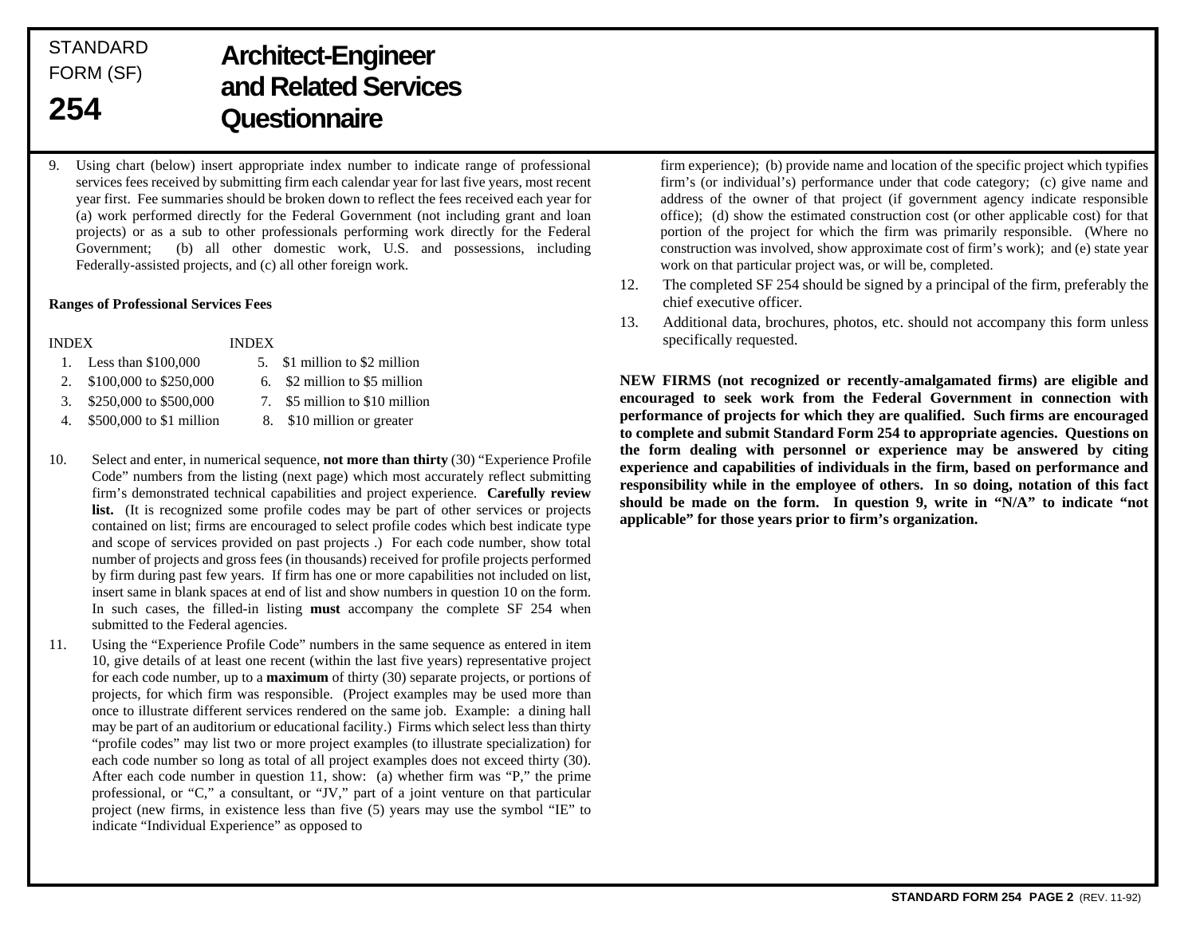STANDARD FORM (SF)

# 254 Architect-Engineer and Related Services Questionnaire

9. Using chart (below) insert appropriate index number to indicate range of professional services fees received by submitting firm each calendar year for last five years, most recent year first. Fee summaries should be broken down to reflect the fees received each year for (a) work performed directly for the Federal Government (not including grant and loan projects) or as a sub to other professionals performing work directly for the Federal Government; (b) all other domestic work, U.S. and possessions, including Federally-assisted projects, and (c) all other foreign work.

**Ranges of Professional Services Fees**

| INDEX | | INDEX | |
|---|---|---|---|
| 1. | Less than $100,000 | 5. | $1 million to $2 million |
| 2. | $100,000 to $250,000 | 6. | $2 million to $5 million |
| 3. | $250,000 to $500,000 | 7. | $5 million to $10 million |
| 4. | $500,000 to $1 million | 8. | $10 million or greater |

10. Select and enter, in numerical sequence, **not more than thirty** (30) "Experience Profile Code" numbers from the listing (next page) which most accurately reflect submitting firm's demonstrated technical capabilities and project experience. **Carefully review list.** (It is recognized some profile codes may be part of other services or projects contained on list; firms are encouraged to select profile codes which best indicate type and scope of services provided on past projects .) For each code number, show total number of projects and gross fees (in thousands) received for profile projects performed by firm during past few years. If firm has one or more capabilities not included on list, insert same in blank spaces at end of list and show numbers in question 10 on the form. In such cases, the filled-in listing **must** accompany the complete SF 254 when submitted to the Federal agencies.

11. Using the "Experience Profile Code" numbers in the same sequence as entered in item 10, give details of at least one recent (within the last five years) representative project for each code number, up to a **maximum** of thirty (30) separate projects, or portions of projects, for which firm was responsible. (Project examples may be used more than once to illustrate different services rendered on the same job. Example: a dining hall may be part of an auditorium or educational facility.) Firms which select less than thirty "profile codes" may list two or more project examples (to illustrate specialization) for each code number so long as total of all project examples does not exceed thirty (30). After each code number in question 11, show: (a) whether firm was "P," the prime professional, or "C," a consultant, or "JV," part of a joint venture on that particular project (new firms, in existence less than five (5) years may use the symbol "IE" to indicate "Individual Experience" as opposed to firm experience); (b) provide name and location of the specific project which typifies firm's (or individual's) performance under that code category; (c) give name and address of the owner of that project (if government agency indicate responsible office); (d) show the estimated construction cost (or other applicable cost) for that portion of the project for which the firm was primarily responsible. (Where no construction was involved, show approximate cost of firm's work); and (e) state year work on that particular project was, or will be, completed.

12. The completed SF 254 should be signed by a principal of the firm, preferably the chief executive officer.

13. Additional data, brochures, photos, etc. should not accompany this form unless specifically requested.

**NEW FIRMS (not recognized or recently-amalgamated firms) are eligible and encouraged to seek work from the Federal Government in connection with performance of projects for which they are qualified. Such firms are encouraged to complete and submit Standard Form 254 to appropriate agencies. Questions on the form dealing with personnel or experience may be answered by citing experience and capabilities of individuals in the firm, based on performance and responsibility while in the employee of others. In so doing, notation of this fact should be made on the form. In question 9, write in "N/A" to indicate "not applicable" for those years prior to firm's organization.**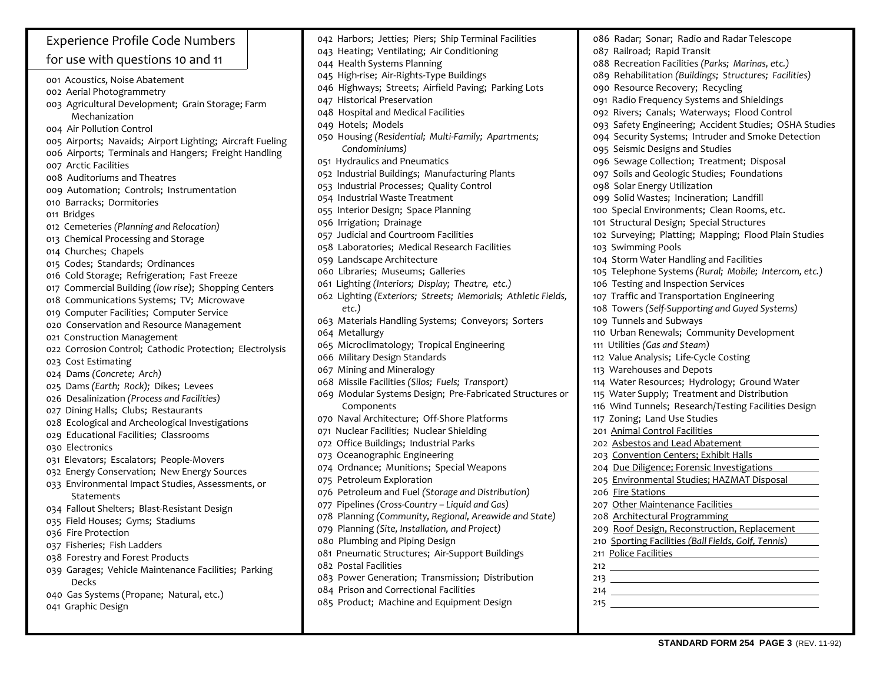## Experience Profile Code Numbers for use with questions 10 and 11

001 Acoustics, Noise Abatement
002 Aerial Photogrammetry
003 Agricultural Development; Grain Storage; Farm Mechanization
004 Air Pollution Control
005 Airports; Navaids; Airport Lighting; Aircraft Fueling
006 Airports; Terminals and Hangers; Freight Handling
007 Arctic Facilities
008 Auditoriums and Theatres
009 Automation; Controls; Instrumentation
010 Barracks; Dormitories
011 Bridges
012 Cemeteries *(Planning and Relocation)*
013 Chemical Processing and Storage
014 Churches; Chapels
015 Codes; Standards; Ordinances
016 Cold Storage; Refrigeration; Fast Freeze
017 Commercial Building *(low rise)*; Shopping Centers
018 Communications Systems; TV; Microwave
019 Computer Facilities; Computer Service
020 Conservation and Resource Management
021 Construction Management
022 Corrosion Control; Cathodic Protection; Electrolysis
023 Cost Estimating
024 Dams *(Concrete; Arch)*
025 Dams *(Earth; Rock)*; Dikes; Levees
026 Desalinization *(Process and Facilities)*
027 Dining Halls; Clubs; Restaurants
028 Ecological and Archeological Investigations
029 Educational Facilities; Classrooms
030 Electronics
031 Elevators; Escalators; People-Movers
032 Energy Conservation; New Energy Sources
033 Environmental Impact Studies, Assessments, or Statements
034 Fallout Shelters; Blast-Resistant Design
035 Field Houses; Gyms; Stadiums
036 Fire Protection
037 Fisheries; Fish Ladders
038 Forestry and Forest Products
039 Garages; Vehicle Maintenance Facilities; Parking Decks
040 Gas Systems (Propane; Natural, etc.)
041 Graphic Design
042 Harbors; Jetties; Piers; Ship Terminal Facilities
043 Heating; Ventilating; Air Conditioning
044 Health Systems Planning
045 High-rise; Air-Rights-Type Buildings
046 Highways; Streets; Airfield Paving; Parking Lots
047 Historical Preservation
048 Hospital and Medical Facilities
049 Hotels; Models
050 Housing *(Residential; Multi-Family; Apartments; Condominiums)*
051 Hydraulics and Pneumatics
052 Industrial Buildings; Manufacturing Plants
053 Industrial Processes; Quality Control
054 Industrial Waste Treatment
055 Interior Design; Space Planning
056 Irrigation; Drainage
057 Judicial and Courtroom Facilities
058 Laboratories; Medical Research Facilities
059 Landscape Architecture
060 Libraries; Museums; Galleries
061 Lighting *(Interiors; Display; Theatre, etc.)*
062 Lighting *(Exteriors; Streets; Memorials; Athletic Fields, etc.)*
063 Materials Handling Systems; Conveyors; Sorters
064 Metallurgy
065 Microclimatology; Tropical Engineering
066 Military Design Standards
067 Mining and Mineralogy
068 Missile Facilities *(Silos; Fuels; Transport)*
069 Modular Systems Design; Pre-Fabricated Structures or Components
070 Naval Architecture; Off-Shore Platforms
071 Nuclear Facilities; Nuclear Shielding
072 Office Buildings; Industrial Parks
073 Oceanographic Engineering
074 Ordnance; Munitions; Special Weapons
075 Petroleum Exploration
076 Petroleum and Fuel *(Storage and Distribution)*
077 Pipelines *(Cross-Country – Liquid and Gas)*
078 Planning *(Community, Regional, Areawide and State)*
079 Planning *(Site, Installation, and Project)*
080 Plumbing and Piping Design
081 Pneumatic Structures; Air-Support Buildings
082 Postal Facilities
083 Power Generation; Transmission; Distribution
084 Prison and Correctional Facilities
085 Product; Machine and Equipment Design
086 Radar; Sonar; Radio and Radar Telescope
087 Railroad; Rapid Transit
088 Recreation Facilities *(Parks; Marinas, etc.)*
089 Rehabilitation *(Buildings; Structures; Facilities)*
090 Resource Recovery; Recycling
091 Radio Frequency Systems and Shieldings
092 Rivers; Canals; Waterways; Flood Control
093 Safety Engineering; Accident Studies; OSHA Studies
094 Security Systems; Intruder and Smoke Detection
095 Seismic Designs and Studies
096 Sewage Collection; Treatment; Disposal
097 Soils and Geologic Studies; Foundations
098 Solar Energy Utilization
099 Solid Wastes; Incineration; Landfill
100 Special Environments; Clean Rooms, etc.
101 Structural Design; Special Structures
102 Surveying; Platting; Mapping; Flood Plain Studies
103 Swimming Pools
104 Storm Water Handling and Facilities
105 Telephone Systems *(Rural; Mobile; Intercom, etc.)*
106 Testing and Inspection Services
107 Traffic and Transportation Engineering
108 Towers *(Self-Supporting and Guyed Systems)*
109 Tunnels and Subways
110 Urban Renewals; Community Development
111 Utilities *(Gas and Steam)*
112 Value Analysis; Life-Cycle Costing
113 Warehouses and Depots
114 Water Resources; Hydrology; Ground Water
115 Water Supply; Treatment and Distribution
116 Wind Tunnels; Research/Testing Facilities Design
117 Zoning; Land Use Studies
201 Animal Control Facilities
202 Asbestos and Lead Abatement
203 Convention Centers; Exhibit Halls
204 Due Diligence; Forensic Investigations
205 Environmental Studies; HAZMAT Disposal
206 Fire Stations
207 Other Maintenance Facilities
208 Architectural Programming
209 Roof Design, Reconstruction, Replacement
210 Sporting Facilities *(Ball Fields, Golf, Tennis)*
211 Police Facilities
212 ____________________
213 ____________________
214 ____________________
215 ____________________

**STANDARD FORM 254 PAGE 3** (REV. 11-92)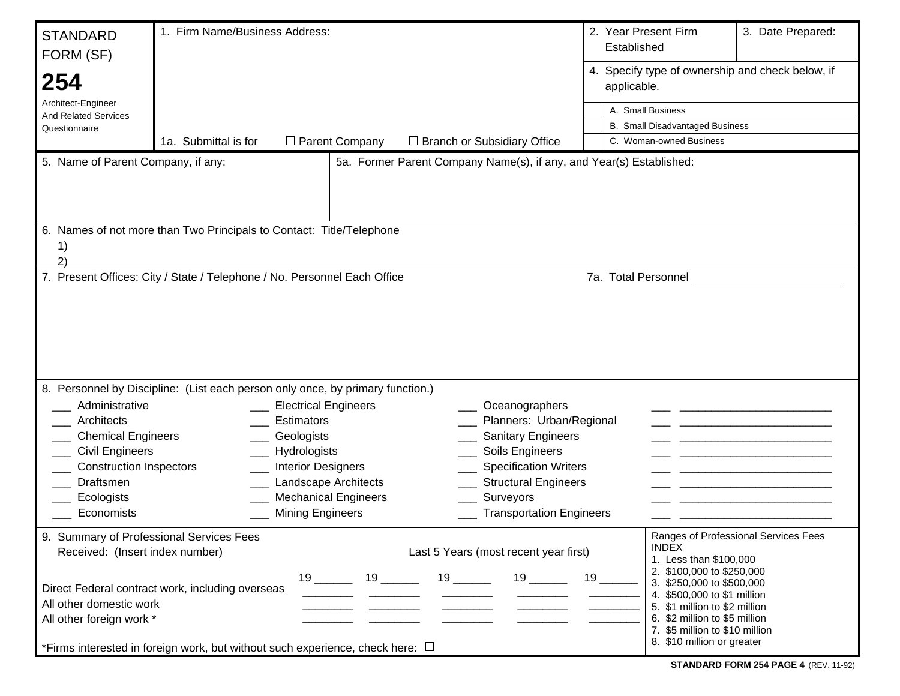**STANDARD FORM (SF) 254**

Architect-Engineer And Related Services Questionnaire

1. Firm Name/Business Address:

1a. Submittal is for ☐ Parent Company ☐ Branch or Subsidiary Office

2. Year Present Firm Established

3. Date Prepared:

4. Specify type of ownership and check below, if applicable.

| | |
|---|---|
| | A. Small Business |
| | B. Small Disadvantaged Business |
| | C. Woman-owned Business |

5. Name of Parent Company, if any:

5a. Former Parent Company Name(s), if any, and Year(s) Established:

6. Names of not more than Two Principals to Contact: Title/Telephone
   1)
   2)

7. Present Offices: City / State / Telephone / No. Personnel Each Office

7a. Total Personnel ______________________

8. Personnel by Discipline: (List each person only once, by primary function.)

| | | | |
|---|---|---|---|
| ___ Administrative | ___ Electrical Engineers | ___ Oceanographers | ___ ______________________ |
| ___ Architects | ___ Estimators | ___ Planners: Urban/Regional | ___ ______________________ |
| ___ Chemical Engineers | ___ Geologists | ___ Sanitary Engineers | ___ ______________________ |
| ___ Civil Engineers | ___ Hydrologists | ___ Soils Engineers | ___ ______________________ |
| ___ Construction Inspectors | ___ Interior Designers | ___ Specification Writers | ___ ______________________ |
| ___ Draftsmen | ___ Landscape Architects | ___ Structural Engineers | ___ ______________________ |
| ___ Ecologists | ___ Mechanical Engineers | ___ Surveyors | ___ ______________________ |
| ___ Economists | ___ Mining Engineers | ___ Transportation Engineers | ___ ______________________ |

9. Summary of Professional Services Fees Received: (Insert index number)

Last 5 Years (most recent year first)

| | 19 ______ | 19 ______ | 19 ______ | 19 ______ | 19 ______ |
|---|---|---|---|---|---|
| Direct Federal contract work, including overseas | ________ | ________ | ________ | ________ | ________ |
| All other domestic work | ________ | ________ | ________ | ________ | ________ |
| All other foreign work * | ________ | ________ | ________ | ________ | ________ |

*Firms interested in foreign work, but without such experience, check here: ☐

Ranges of Professional Services Fees INDEX
1. Less than $100,000
2. $100,000 to $250,000
3. $250,000 to $500,000
4. $500,000 to $1 million
5. $1 million to $2 million
6. $2 million to $5 million
7. $5 million to $10 million
8. $10 million or greater

**STANDARD FORM 254 PAGE 4** (REV. 11-92)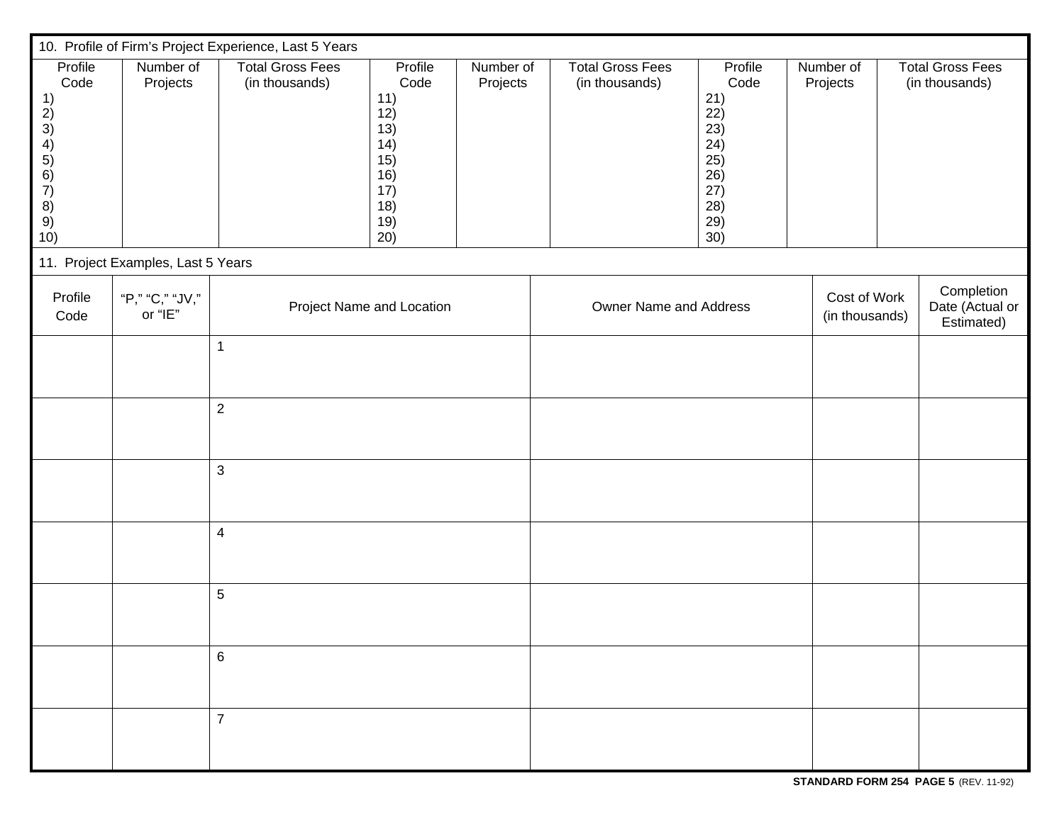## 10. Profile of Firm's Project Experience, Last 5 Years

| Profile Code | Number of Projects | Total Gross Fees (in thousands) | Profile Code | Number of Projects | Total Gross Fees (in thousands) | Profile Code | Number of Projects | Total Gross Fees (in thousands) |
|---|---|---|---|---|---|---|---|---|
| 1) | | | 11) | | | 21) | | |
| 2) | | | 12) | | | 22) | | |
| 3) | | | 13) | | | 23) | | |
| 4) | | | 14) | | | 24) | | |
| 5) | | | 15) | | | 25) | | |
| 6) | | | 16) | | | 26) | | |
| 7) | | | 17) | | | 27) | | |
| 8) | | | 18) | | | 28) | | |
| 9) | | | 19) | | | 29) | | |
| 10) | | | 20) | | | 30) | | |

## 11. Project Examples, Last 5 Years

| Profile Code | "P," "C," "JV," or "IE" | Project Name and Location | Owner Name and Address | Cost of Work (in thousands) | Completion Date (Actual or Estimated) |
|---|---|---|---|---|---|
| | | 1 | | | |
| | | 2 | | | |
| | | 3 | | | |
| | | 4 | | | |
| | | 5 | | | |
| | | 6 | | | |
| | | 7 | | | |

**STANDARD FORM 254 PAGE 5** (REV. 11-92)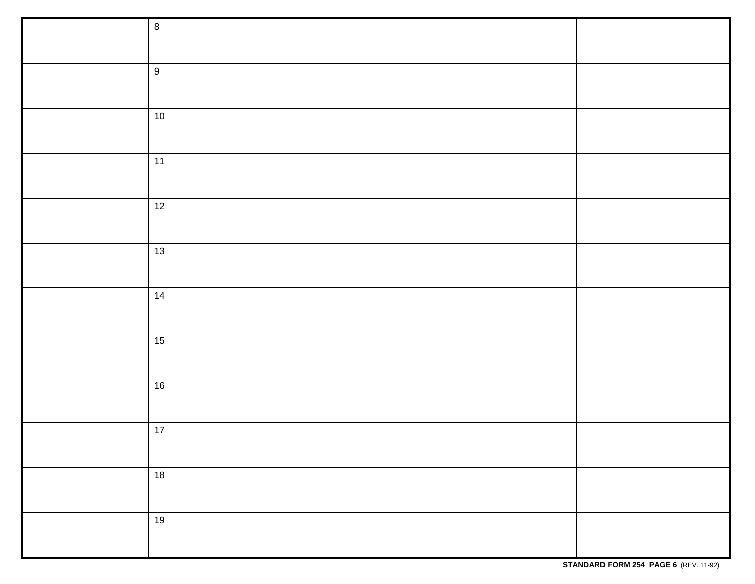| | | | | | |
|---|---|---|---|---|---|
| | | 8 | | | |
| | | 9 | | | |
| | | 10 | | | |
| | | 11 | | | |
| | | 12 | | | |
| | | 13 | | | |
| | | 14 | | | |
| | | 15 | | | |
| | | 16 | | | |
| | | 17 | | | |
| | | 18 | | | |
| | | 19 | | | |

**STANDARD FORM 254 PAGE 6** (REV. 11-92)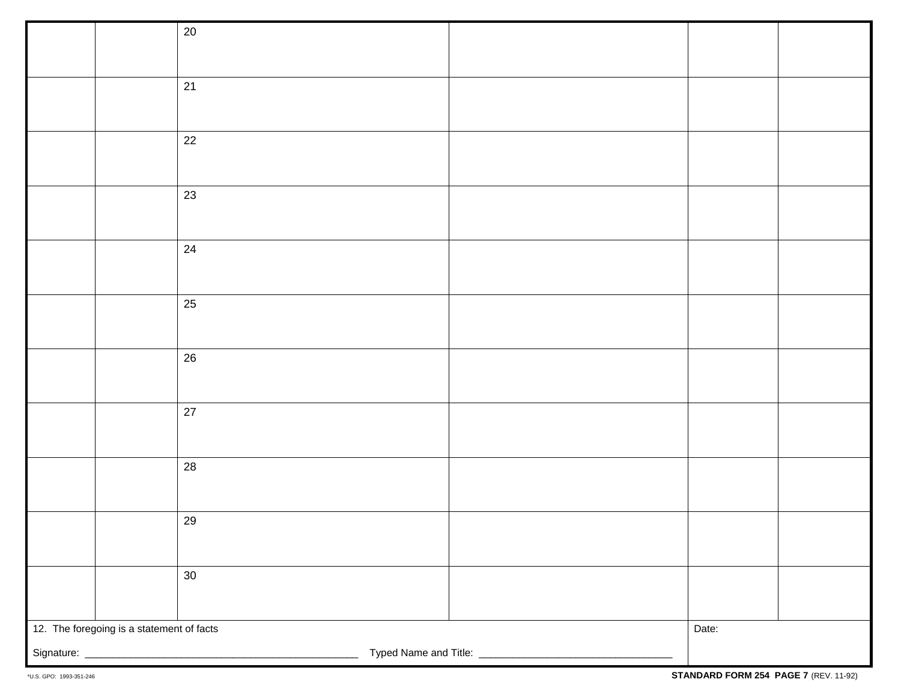| | | | | | |
|---|---|---|---|---|---|
| | | 20 | | | |
| | | 21 | | | |
| | | 22 | | | |
| | | 23 | | | |
| | | 24 | | | |
| | | 25 | | | |
| | | 26 | | | |
| | | 27 | | | |
| | | 28 | | | |
| | | 29 | | | |
| | | 30 | | | |

12. The foregoing is a statement of facts

Signature: ______________________________________________ Typed Name and Title: _________________________________

Date:

*U.S. GPO: 1993-351-246

**STANDARD FORM 254 PAGE 7** (REV. 11-92)